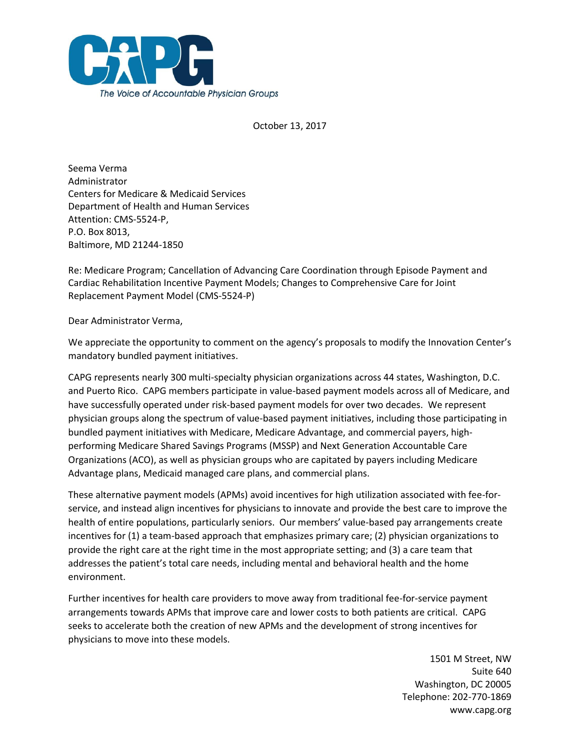CAPG

*The Voice of Accountable Physician Groups*

October 13, 2017

Seema Verma
Administrator
Centers for Medicare & Medicaid Services
Department of Health and Human Services
Attention: CMS-5524-P,
P.O. Box 8013,
Baltimore, MD 21244-1850

Re: Medicare Program; Cancellation of Advancing Care Coordination through Episode Payment and Cardiac Rehabilitation Incentive Payment Models; Changes to Comprehensive Care for Joint Replacement Payment Model (CMS-5524-P)

Dear Administrator Verma,

We appreciate the opportunity to comment on the agency's proposals to modify the Innovation Center's mandatory bundled payment initiatives.

CAPG represents nearly 300 multi-specialty physician organizations across 44 states, Washington, D.C. and Puerto Rico. CAPG members participate in value-based payment models across all of Medicare, and have successfully operated under risk-based payment models for over two decades. We represent physician groups along the spectrum of value-based payment initiatives, including those participating in bundled payment initiatives with Medicare, Medicare Advantage, and commercial payers, high-performing Medicare Shared Savings Programs (MSSP) and Next Generation Accountable Care Organizations (ACO), as well as physician groups who are capitated by payers including Medicare Advantage plans, Medicaid managed care plans, and commercial plans.

These alternative payment models (APMs) avoid incentives for high utilization associated with fee-for-service, and instead align incentives for physicians to innovate and provide the best care to improve the health of entire populations, particularly seniors. Our members' value-based pay arrangements create incentives for (1) a team-based approach that emphasizes primary care; (2) physician organizations to provide the right care at the right time in the most appropriate setting; and (3) a care team that addresses the patient's total care needs, including mental and behavioral health and the home environment.

Further incentives for health care providers to move away from traditional fee-for-service payment arrangements towards APMs that improve care and lower costs to both patients are critical. CAPG seeks to accelerate both the creation of new APMs and the development of strong incentives for physicians to move into these models.

1501 M Street, NW
Suite 640
Washington, DC 20005
Telephone: 202-770-1869
www.capg.org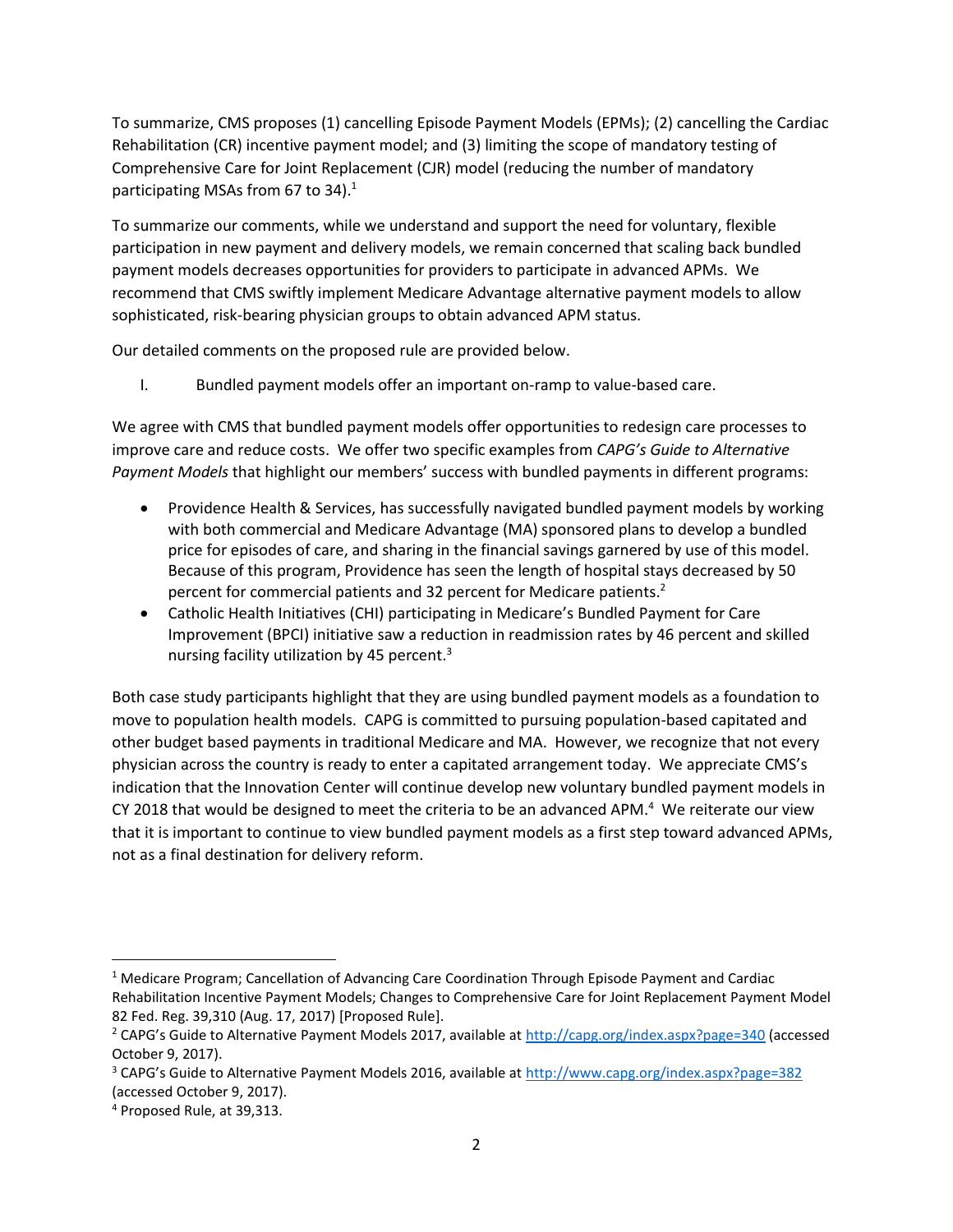To summarize, CMS proposes (1) cancelling Episode Payment Models (EPMs); (2) cancelling the Cardiac Rehabilitation (CR) incentive payment model; and (3) limiting the scope of mandatory testing of Comprehensive Care for Joint Replacement (CJR) model (reducing the number of mandatory participating MSAs from 67 to 34).[1]

To summarize our comments, while we understand and support the need for voluntary, flexible participation in new payment and delivery models, we remain concerned that scaling back bundled payment models decreases opportunities for providers to participate in advanced APMs. We recommend that CMS swiftly implement Medicare Advantage alternative payment models to allow sophisticated, risk-bearing physician groups to obtain advanced APM status.

Our detailed comments on the proposed rule are provided below.

I. Bundled payment models offer an important on-ramp to value-based care.

We agree with CMS that bundled payment models offer opportunities to redesign care processes to improve care and reduce costs. We offer two specific examples from *CAPG's Guide to Alternative Payment Models* that highlight our members' success with bundled payments in different programs:

- Providence Health & Services, has successfully navigated bundled payment models by working with both commercial and Medicare Advantage (MA) sponsored plans to develop a bundled price for episodes of care, and sharing in the financial savings garnered by use of this model. Because of this program, Providence has seen the length of hospital stays decreased by 50 percent for commercial patients and 32 percent for Medicare patients.[2]
- Catholic Health Initiatives (CHI) participating in Medicare's Bundled Payment for Care Improvement (BPCI) initiative saw a reduction in readmission rates by 46 percent and skilled nursing facility utilization by 45 percent.[3]

Both case study participants highlight that they are using bundled payment models as a foundation to move to population health models. CAPG is committed to pursuing population-based capitated and other budget based payments in traditional Medicare and MA. However, we recognize that not every physician across the country is ready to enter a capitated arrangement today. We appreciate CMS's indication that the Innovation Center will continue develop new voluntary bundled payment models in CY 2018 that would be designed to meet the criteria to be an advanced APM.[4] We reiterate our view that it is important to continue to view bundled payment models as a first step toward advanced APMs, not as a final destination for delivery reform.

---

[1] Medicare Program; Cancellation of Advancing Care Coordination Through Episode Payment and Cardiac Rehabilitation Incentive Payment Models; Changes to Comprehensive Care for Joint Replacement Payment Model 82 Fed. Reg. 39,310 (Aug. 17, 2017) [Proposed Rule].

[2] CAPG's Guide to Alternative Payment Models 2017, available at http://capg.org/index.aspx?page=340 (accessed October 9, 2017).

[3] CAPG's Guide to Alternative Payment Models 2016, available at http://www.capg.org/index.aspx?page=382 (accessed October 9, 2017).

[4] Proposed Rule, at 39,313.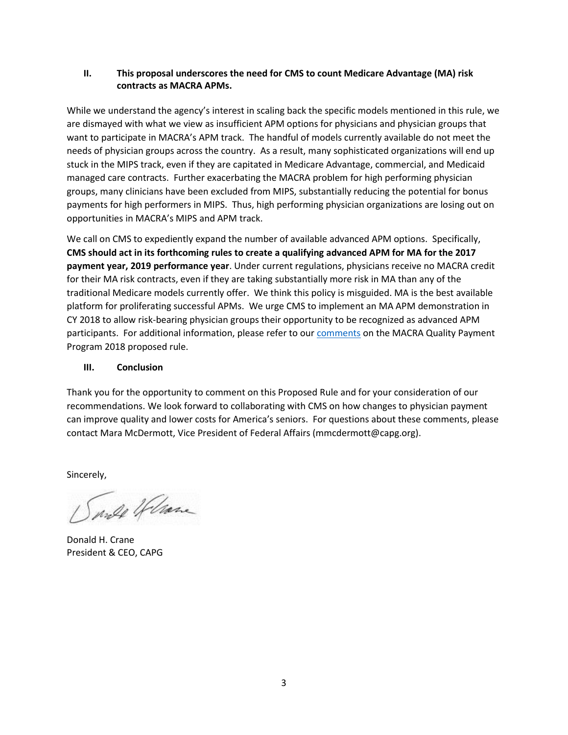## II. This proposal underscores the need for CMS to count Medicare Advantage (MA) risk contracts as MACRA APMs.

While we understand the agency's interest in scaling back the specific models mentioned in this rule, we are dismayed with what we view as insufficient APM options for physicians and physician groups that want to participate in MACRA's APM track. The handful of models currently available do not meet the needs of physician groups across the country. As a result, many sophisticated organizations will end up stuck in the MIPS track, even if they are capitated in Medicare Advantage, commercial, and Medicaid managed care contracts. Further exacerbating the MACRA problem for high performing physician groups, many clinicians have been excluded from MIPS, substantially reducing the potential for bonus payments for high performers in MIPS. Thus, high performing physician organizations are losing out on opportunities in MACRA's MIPS and APM track.

We call on CMS to expediently expand the number of available advanced APM options. Specifically, **CMS should act in its forthcoming rules to create a qualifying advanced APM for MA for the 2017 payment year, 2019 performance year**. Under current regulations, physicians receive no MACRA credit for their MA risk contracts, even if they are taking substantially more risk in MA than any of the traditional Medicare models currently offer. We think this policy is misguided. MA is the best available platform for proliferating successful APMs. We urge CMS to implement an MA APM demonstration in CY 2018 to allow risk-bearing physician groups their opportunity to be recognized as advanced APM participants. For additional information, please refer to our comments on the MACRA Quality Payment Program 2018 proposed rule.

## III. Conclusion

Thank you for the opportunity to comment on this Proposed Rule and for your consideration of our recommendations. We look forward to collaborating with CMS on how changes to physician payment can improve quality and lower costs for America's seniors. For questions about these comments, please contact Mara McDermott, Vice President of Federal Affairs (mmcdermott@capg.org).

Sincerely,

Donald H. Crane
President & CEO, CAPG